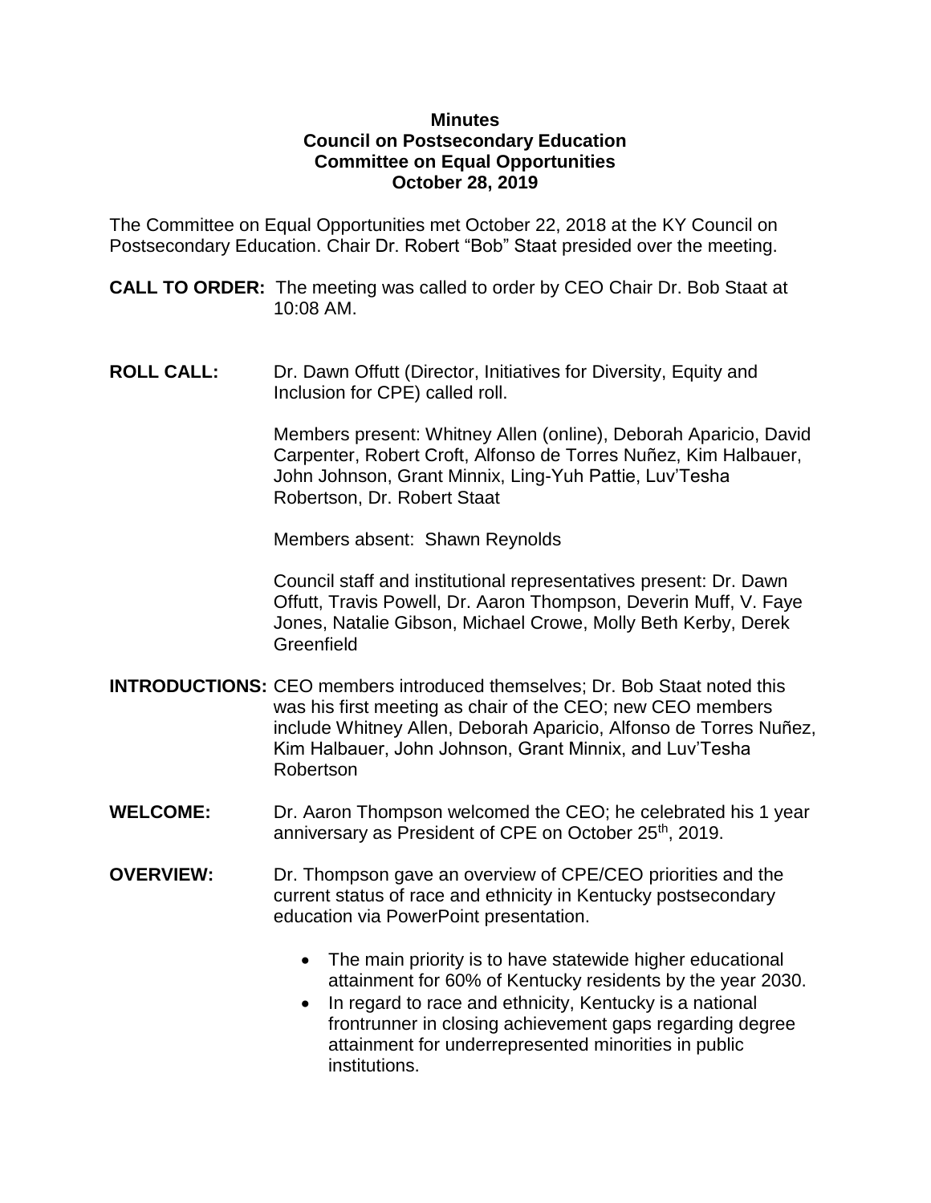**Minutes**
**Council on Postsecondary Education**
**Committee on Equal Opportunities**
**October 28, 2019**

The Committee on Equal Opportunities met October 22, 2018 at the KY Council on Postsecondary Education. Chair Dr. Robert “Bob” Staat presided over the meeting.

**CALL TO ORDER:** The meeting was called to order by CEO Chair Dr. Bob Staat at 10:08 AM.

**ROLL CALL:** Dr. Dawn Offutt (Director, Initiatives for Diversity, Equity and Inclusion for CPE) called roll.

Members present: Whitney Allen (online), Deborah Aparicio, David Carpenter, Robert Croft, Alfonso de Torres Nuñez, Kim Halbauer, John Johnson, Grant Minnix, Ling-Yuh Pattie, Luv’Tesha Robertson, Dr. Robert Staat

Members absent: Shawn Reynolds

Council staff and institutional representatives present: Dr. Dawn Offutt, Travis Powell, Dr. Aaron Thompson, Deverin Muff, V. Faye Jones, Natalie Gibson, Michael Crowe, Molly Beth Kerby, Derek Greenfield

**INTRODUCTIONS:** CEO members introduced themselves; Dr. Bob Staat noted this was his first meeting as chair of the CEO; new CEO members include Whitney Allen, Deborah Aparicio, Alfonso de Torres Nuñez, Kim Halbauer, John Johnson, Grant Minnix, and Luv’Tesha Robertson

**WELCOME:** Dr. Aaron Thompson welcomed the CEO; he celebrated his 1 year anniversary as President of CPE on October 25th, 2019.

**OVERVIEW:** Dr. Thompson gave an overview of CPE/CEO priorities and the current status of race and ethnicity in Kentucky postsecondary education via PowerPoint presentation.

- The main priority is to have statewide higher educational attainment for 60% of Kentucky residents by the year 2030.
- In regard to race and ethnicity, Kentucky is a national frontrunner in closing achievement gaps regarding degree attainment for underrepresented minorities in public institutions.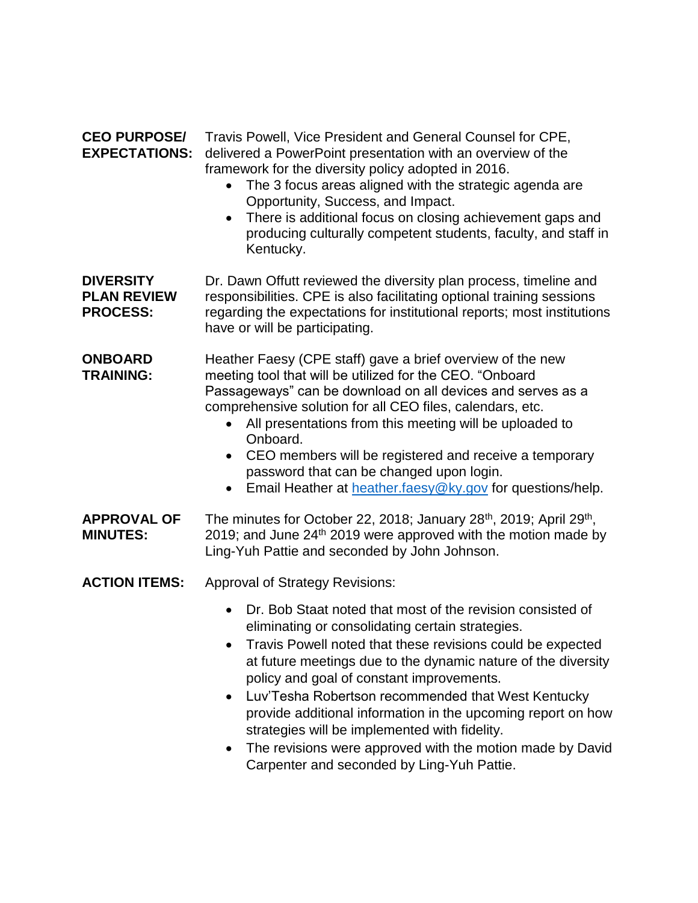**CEO PURPOSE/ EXPECTATIONS:** Travis Powell, Vice President and General Counsel for CPE, delivered a PowerPoint presentation with an overview of the framework for the diversity policy adopted in 2016.

- The 3 focus areas aligned with the strategic agenda are Opportunity, Success, and Impact.
- There is additional focus on closing achievement gaps and producing culturally competent students, faculty, and staff in Kentucky.

**DIVERSITY PLAN REVIEW PROCESS:** Dr. Dawn Offutt reviewed the diversity plan process, timeline and responsibilities. CPE is also facilitating optional training sessions regarding the expectations for institutional reports; most institutions have or will be participating.

**ONBOARD TRAINING:** Heather Faesy (CPE staff) gave a brief overview of the new meeting tool that will be utilized for the CEO. "Onboard Passageways" can be download on all devices and serves as a comprehensive solution for all CEO files, calendars, etc.

- All presentations from this meeting will be uploaded to Onboard.
- CEO members will be registered and receive a temporary password that can be changed upon login.
- Email Heather at [heather.faesy@ky.gov](mailto:heather.faesy@ky.gov) for questions/help.

**APPROVAL OF MINUTES:** The minutes for October 22, 2018; January 28th, 2019; April 29th, 2019; and June 24th 2019 were approved with the motion made by Ling-Yuh Pattie and seconded by John Johnson.

**ACTION ITEMS:** Approval of Strategy Revisions:

- Dr. Bob Staat noted that most of the revision consisted of eliminating or consolidating certain strategies.
- Travis Powell noted that these revisions could be expected at future meetings due to the dynamic nature of the diversity policy and goal of constant improvements.
- Luv'Tesha Robertson recommended that West Kentucky provide additional information in the upcoming report on how strategies will be implemented with fidelity.
- The revisions were approved with the motion made by David Carpenter and seconded by Ling-Yuh Pattie.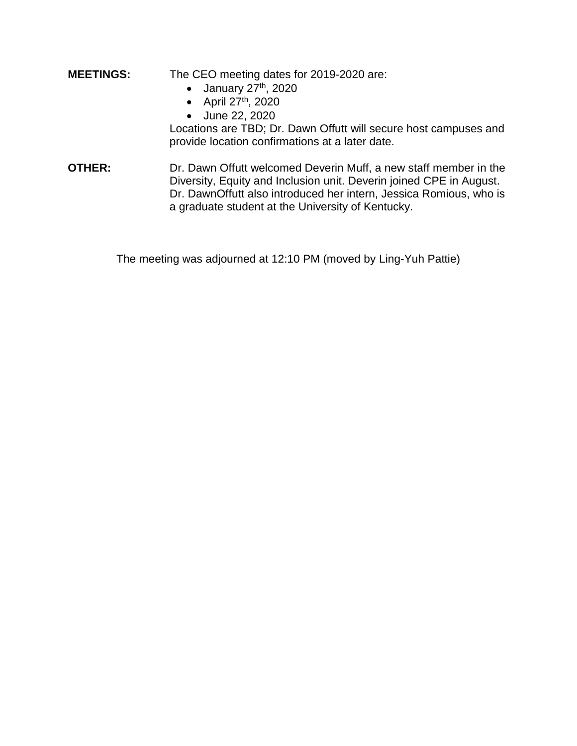**MEETINGS:** The CEO meeting dates for 2019-2020 are:

- January 27th, 2020
- April 27th, 2020
- June 22, 2020

Locations are TBD; Dr. Dawn Offutt will secure host campuses and provide location confirmations at a later date.

**OTHER:** Dr. Dawn Offutt welcomed Deverin Muff, a new staff member in the Diversity, Equity and Inclusion unit. Deverin joined CPE in August. Dr. DawnOffutt also introduced her intern, Jessica Romious, who is a graduate student at the University of Kentucky.

The meeting was adjourned at 12:10 PM (moved by Ling-Yuh Pattie)